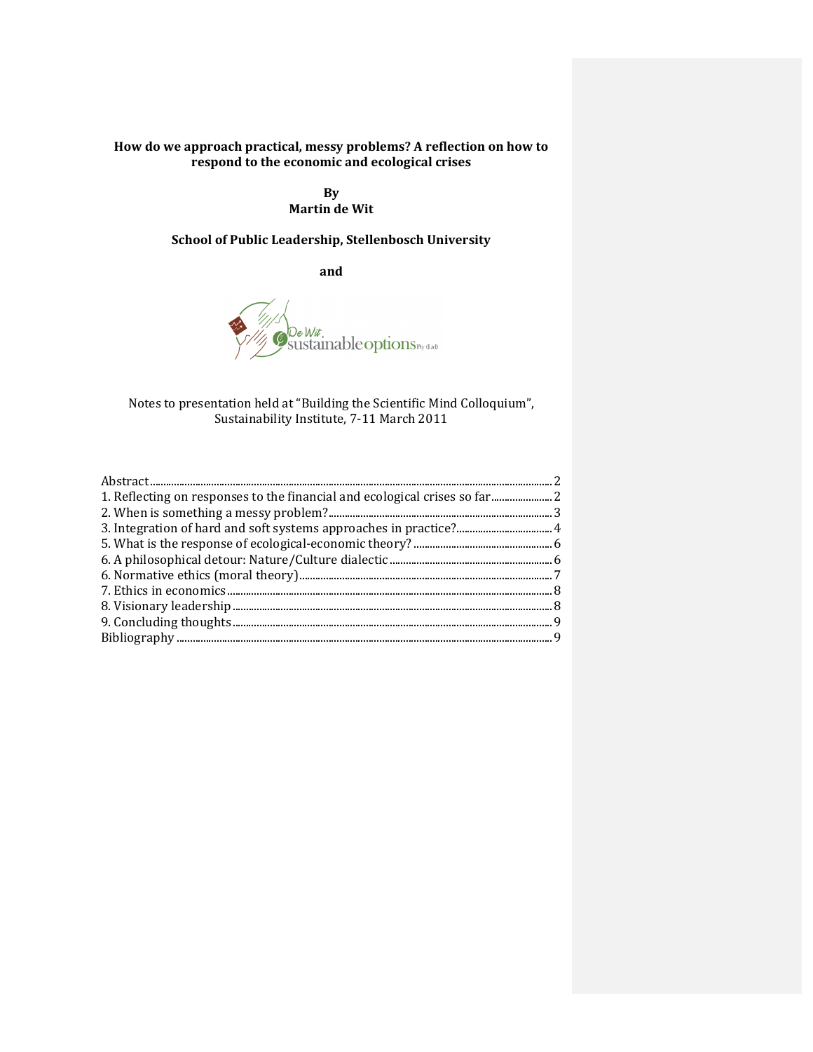**How do we approach practical, messy problems? A reflection on how to respond to the economic and ecological crises**

**By**
**Martin de Wit**

**School of Public Leadership, Stellenbosch University**

**and**

De Wit sustainableoptions (Pty) (Ltd)

Notes to presentation held at "Building the Scientific Mind Colloquium", Sustainability Institute, 7-11 March 2011

Abstract ..... 2
1. Reflecting on responses to the financial and ecological crises so far ..... 2
2. When is something a messy problem? ..... 3
3. Integration of hard and soft systems approaches in practice? ..... 4
5. What is the response of ecological-economic theory? ..... 6
6. A philosophical detour: Nature/Culture dialectic ..... 6
6. Normative ethics (moral theory) ..... 7
7. Ethics in economics ..... 8
8. Visionary leadership ..... 8
9. Concluding thoughts ..... 9
Bibliography ..... 9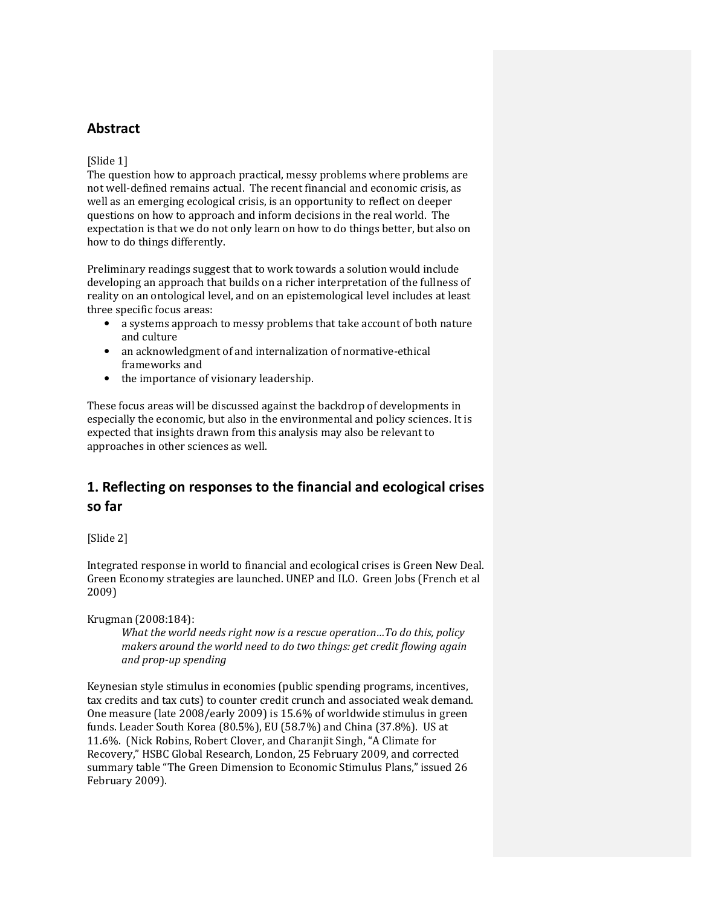## Abstract

[Slide 1]

The question how to approach practical, messy problems where problems are not well-defined remains actual. The recent financial and economic crisis, as well as an emerging ecological crisis, is an opportunity to reflect on deeper questions on how to approach and inform decisions in the real world. The expectation is that we do not only learn on how to do things better, but also on how to do things differently.

Preliminary readings suggest that to work towards a solution would include developing an approach that builds on a richer interpretation of the fullness of reality on an ontological level, and on an epistemological level includes at least three specific focus areas:

- a systems approach to messy problems that take account of both nature and culture
- an acknowledgment of and internalization of normative-ethical frameworks and
- the importance of visionary leadership.

These focus areas will be discussed against the backdrop of developments in especially the economic, but also in the environmental and policy sciences. It is expected that insights drawn from this analysis may also be relevant to approaches in other sciences as well.

## 1. Reflecting on responses to the financial and ecological crises so far

[Slide 2]

Integrated response in world to financial and ecological crises is Green New Deal. Green Economy strategies are launched. UNEP and ILO. Green Jobs (French et al 2009)

Krugman (2008:184):

> *What the world needs right now is a rescue operation…To do this, policy makers around the world need to do two things: get credit flowing again and prop-up spending*

Keynesian style stimulus in economies (public spending programs, incentives, tax credits and tax cuts) to counter credit crunch and associated weak demand. One measure (late 2008/early 2009) is 15.6% of worldwide stimulus in green funds. Leader South Korea (80.5%), EU (58.7%) and China (37.8%). US at 11.6%. (Nick Robins, Robert Clover, and Charanjit Singh, "A Climate for Recovery," HSBC Global Research, London, 25 February 2009, and corrected summary table "The Green Dimension to Economic Stimulus Plans," issued 26 February 2009).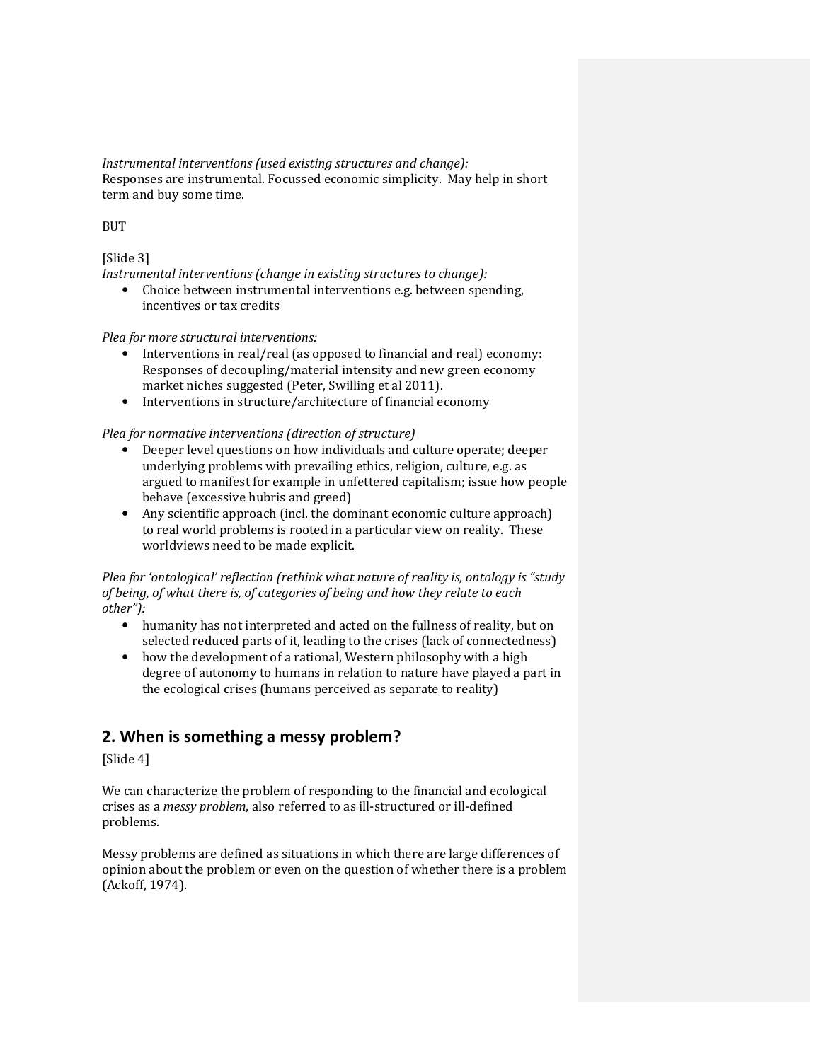*Instrumental interventions (used existing structures and change):*
Responses are instrumental. Focussed economic simplicity. May help in short term and buy some time.

BUT

[Slide 3]
*Instrumental interventions (change in existing structures to change):*

- Choice between instrumental interventions e.g. between spending, incentives or tax credits

*Plea for more structural interventions:*

- Interventions in real/real (as opposed to financial and real) economy: Responses of decoupling/material intensity and new green economy market niches suggested (Peter, Swilling et al 2011).
- Interventions in structure/architecture of financial economy

*Plea for normative interventions (direction of structure)*

- Deeper level questions on how individuals and culture operate; deeper underlying problems with prevailing ethics, religion, culture, e.g. as argued to manifest for example in unfettered capitalism; issue how people behave (excessive hubris and greed)
- Any scientific approach (incl. the dominant economic culture approach) to real world problems is rooted in a particular view on reality. These worldviews need to be made explicit.

*Plea for 'ontological' reflection (rethink what nature of reality is, ontology is "study of being, of what there is, of categories of being and how they relate to each other"):*

- humanity has not interpreted and acted on the fullness of reality, but on selected reduced parts of it, leading to the crises (lack of connectedness)
- how the development of a rational, Western philosophy with a high degree of autonomy to humans in relation to nature have played a part in the ecological crises (humans perceived as separate to reality)

## 2. When is something a messy problem?

[Slide 4]

We can characterize the problem of responding to the financial and ecological crises as a *messy problem*, also referred to as ill-structured or ill-defined problems.

Messy problems are defined as situations in which there are large differences of opinion about the problem or even on the question of whether there is a problem (Ackoff, 1974).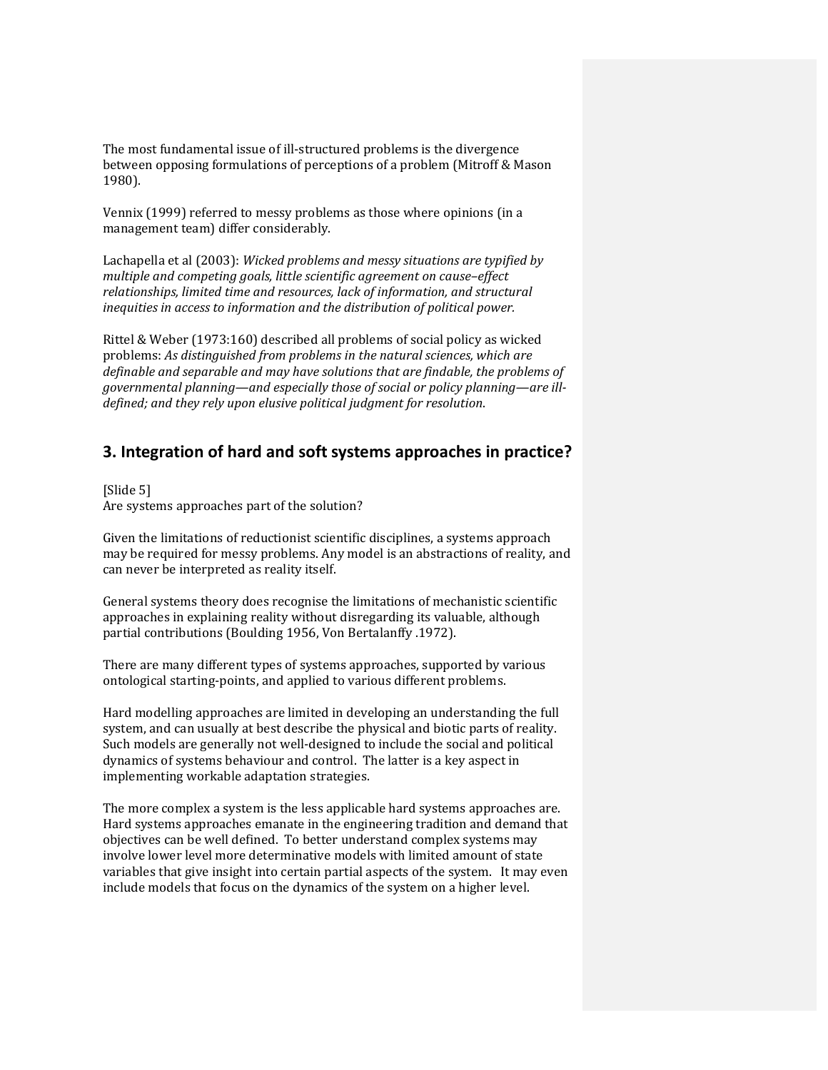The most fundamental issue of ill-structured problems is the divergence between opposing formulations of perceptions of a problem (Mitroff & Mason 1980).

Vennix (1999) referred to messy problems as those where opinions (in a management team) differ considerably.

Lachapella et al (2003): *Wicked problems and messy situations are typified by multiple and competing goals, little scientific agreement on cause–effect relationships, limited time and resources, lack of information, and structural inequities in access to information and the distribution of political power.*

Rittel & Weber (1973:160) described all problems of social policy as wicked problems: *As distinguished from problems in the natural sciences, which are definable and separable and may have solutions that are findable, the problems of governmental planning—and especially those of social or policy planning—are ill-defined; and they rely upon elusive political judgment for resolution.*

## 3. Integration of hard and soft systems approaches in practice?

[Slide 5]
Are systems approaches part of the solution?

Given the limitations of reductionist scientific disciplines, a systems approach may be required for messy problems. Any model is an abstractions of reality, and can never be interpreted as reality itself.

General systems theory does recognise the limitations of mechanistic scientific approaches in explaining reality without disregarding its valuable, although partial contributions (Boulding 1956, Von Bertalanffy .1972).

There are many different types of systems approaches, supported by various ontological starting-points, and applied to various different problems.

Hard modelling approaches are limited in developing an understanding the full system, and can usually at best describe the physical and biotic parts of reality. Such models are generally not well-designed to include the social and political dynamics of systems behaviour and control. The latter is a key aspect in implementing workable adaptation strategies.

The more complex a system is the less applicable hard systems approaches are. Hard systems approaches emanate in the engineering tradition and demand that objectives can be well defined. To better understand complex systems may involve lower level more determinative models with limited amount of state variables that give insight into certain partial aspects of the system. It may even include models that focus on the dynamics of the system on a higher level.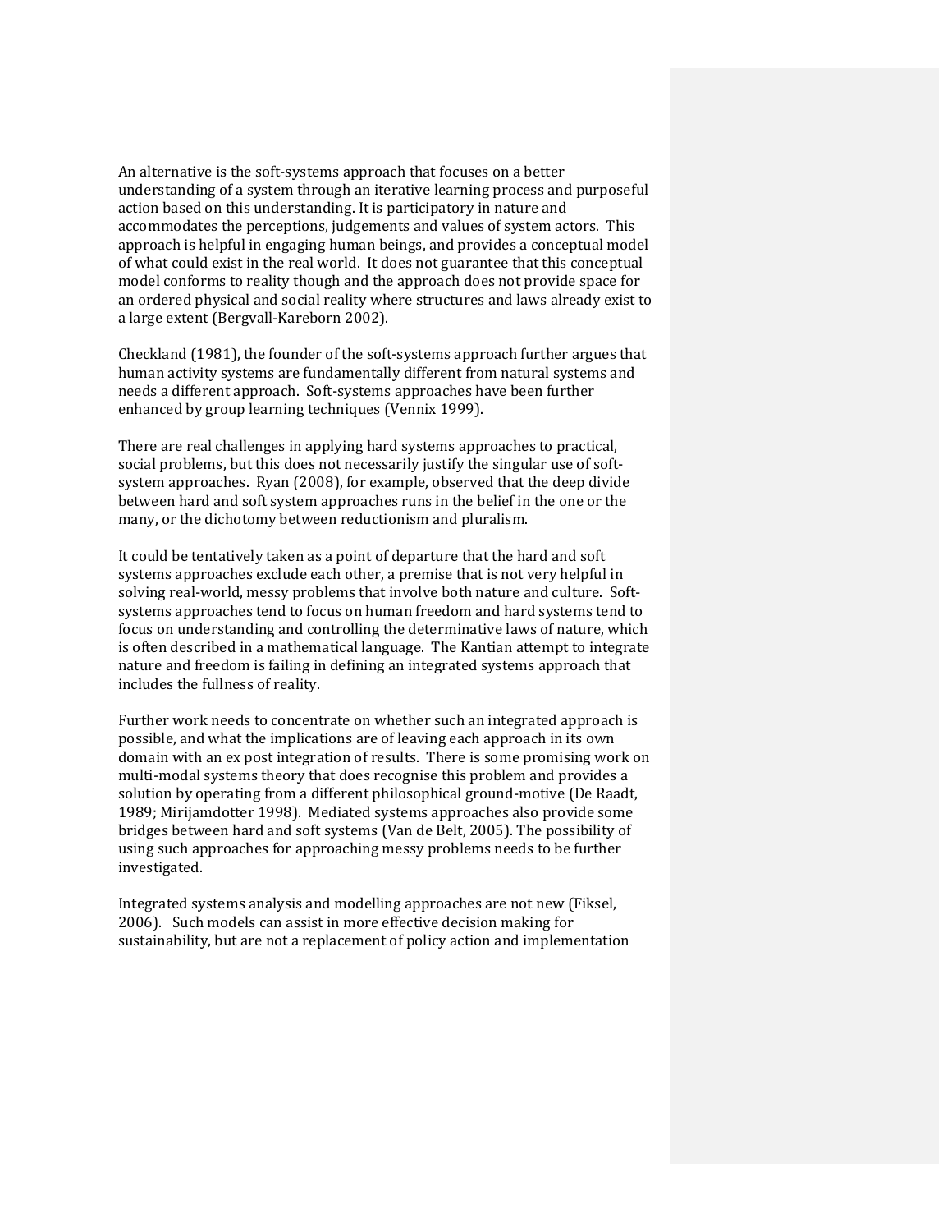An alternative is the soft-systems approach that focuses on a better understanding of a system through an iterative learning process and purposeful action based on this understanding. It is participatory in nature and accommodates the perceptions, judgements and values of system actors. This approach is helpful in engaging human beings, and provides a conceptual model of what could exist in the real world. It does not guarantee that this conceptual model conforms to reality though and the approach does not provide space for an ordered physical and social reality where structures and laws already exist to a large extent (Bergvall-Kareborn 2002).

Checkland (1981), the founder of the soft-systems approach further argues that human activity systems are fundamentally different from natural systems and needs a different approach. Soft-systems approaches have been further enhanced by group learning techniques (Vennix 1999).

There are real challenges in applying hard systems approaches to practical, social problems, but this does not necessarily justify the singular use of soft-system approaches. Ryan (2008), for example, observed that the deep divide between hard and soft system approaches runs in the belief in the one or the many, or the dichotomy between reductionism and pluralism.

It could be tentatively taken as a point of departure that the hard and soft systems approaches exclude each other, a premise that is not very helpful in solving real-world, messy problems that involve both nature and culture. Soft-systems approaches tend to focus on human freedom and hard systems tend to focus on understanding and controlling the determinative laws of nature, which is often described in a mathematical language. The Kantian attempt to integrate nature and freedom is failing in defining an integrated systems approach that includes the fullness of reality.

Further work needs to concentrate on whether such an integrated approach is possible, and what the implications are of leaving each approach in its own domain with an ex post integration of results. There is some promising work on multi-modal systems theory that does recognise this problem and provides a solution by operating from a different philosophical ground-motive (De Raadt, 1989; Mirijamdotter 1998). Mediated systems approaches also provide some bridges between hard and soft systems (Van de Belt, 2005). The possibility of using such approaches for approaching messy problems needs to be further investigated.

Integrated systems analysis and modelling approaches are not new (Fiksel, 2006). Such models can assist in more effective decision making for sustainability, but are not a replacement of policy action and implementation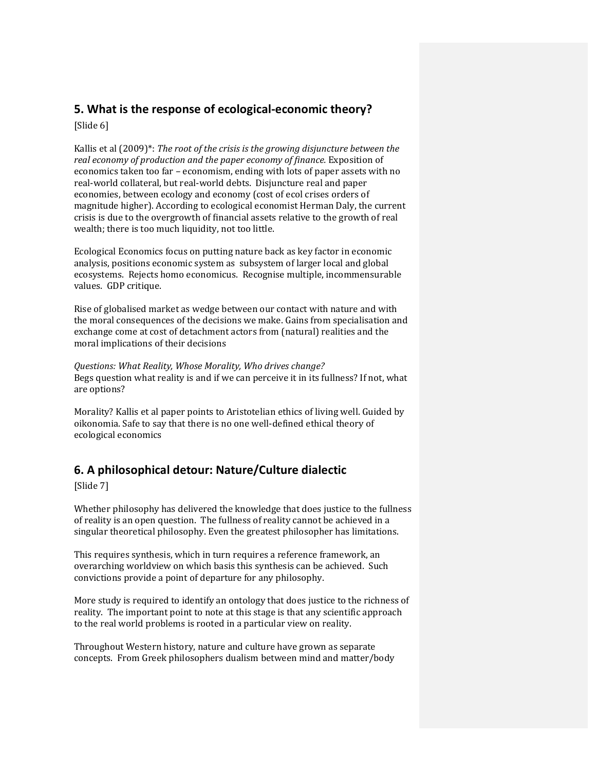## 5. What is the response of ecological-economic theory?

[Slide 6]

Kallis et al (2009)*: *The root of the crisis is the growing disjuncture between the real economy of production and the paper economy of finance.* Exposition of economics taken too far – economism, ending with lots of paper assets with no real-world collateral, but real-world debts. Disjuncture real and paper economies, between ecology and economy (cost of ecol crises orders of magnitude higher). According to ecological economist Herman Daly, the current crisis is due to the overgrowth of financial assets relative to the growth of real wealth; there is too much liquidity, not too little.

Ecological Economics focus on putting nature back as key factor in economic analysis, positions economic system as subsystem of larger local and global ecosystems. Rejects homo economicus. Recognise multiple, incommensurable values. GDP critique.

Rise of globalised market as wedge between our contact with nature and with the moral consequences of the decisions we make. Gains from specialisation and exchange come at cost of detachment actors from (natural) realities and the moral implications of their decisions

*Questions: What Reality, Whose Morality, Who drives change?*
Begs question what reality is and if we can perceive it in its fullness? If not, what are options?

Morality? Kallis et al paper points to Aristotelian ethics of living well. Guided by oikonomia. Safe to say that there is no one well-defined ethical theory of ecological economics

## 6. A philosophical detour: Nature/Culture dialectic

[Slide 7]

Whether philosophy has delivered the knowledge that does justice to the fullness of reality is an open question. The fullness of reality cannot be achieved in a singular theoretical philosophy. Even the greatest philosopher has limitations.

This requires synthesis, which in turn requires a reference framework, an overarching worldview on which basis this synthesis can be achieved. Such convictions provide a point of departure for any philosophy.

More study is required to identify an ontology that does justice to the richness of reality. The important point to note at this stage is that any scientific approach to the real world problems is rooted in a particular view on reality.

Throughout Western history, nature and culture have grown as separate concepts. From Greek philosophers dualism between mind and matter/body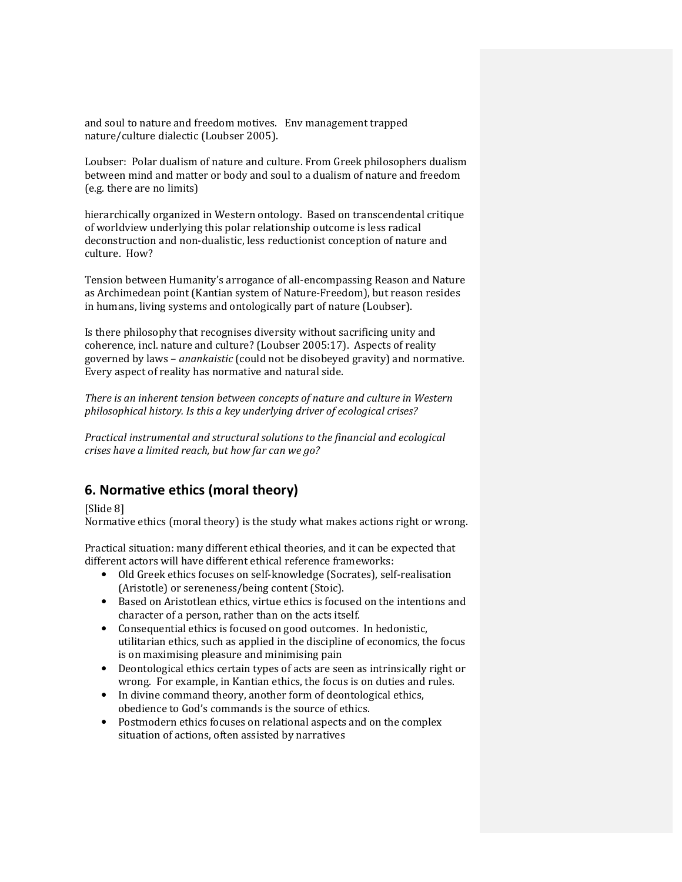and soul to nature and freedom motives. Env management trapped nature/culture dialectic (Loubser 2005).

Loubser: Polar dualism of nature and culture. From Greek philosophers dualism between mind and matter or body and soul to a dualism of nature and freedom (e.g. there are no limits)

hierarchically organized in Western ontology. Based on transcendental critique of worldview underlying this polar relationship outcome is less radical deconstruction and non-dualistic, less reductionist conception of nature and culture. How?

Tension between Humanity's arrogance of all-encompassing Reason and Nature as Archimedean point (Kantian system of Nature-Freedom), but reason resides in humans, living systems and ontologically part of nature (Loubser).

Is there philosophy that recognises diversity without sacrificing unity and coherence, incl. nature and culture? (Loubser 2005:17). Aspects of reality governed by laws – *anankaistic* (could not be disobeyed gravity) and normative. Every aspect of reality has normative and natural side.

*There is an inherent tension between concepts of nature and culture in Western philosophical history. Is this a key underlying driver of ecological crises?*

*Practical instrumental and structural solutions to the financial and ecological crises have a limited reach, but how far can we go?*

## 6. Normative ethics (moral theory)

[Slide 8]
Normative ethics (moral theory) is the study what makes actions right or wrong.

Practical situation: many different ethical theories, and it can be expected that different actors will have different ethical reference frameworks:

- Old Greek ethics focuses on self-knowledge (Socrates), self-realisation (Aristotle) or sereneness/being content (Stoic).
- Based on Aristotlean ethics, virtue ethics is focused on the intentions and character of a person, rather than on the acts itself.
- Consequential ethics is focused on good outcomes. In hedonistic, utilitarian ethics, such as applied in the discipline of economics, the focus is on maximising pleasure and minimising pain
- Deontological ethics certain types of acts are seen as intrinsically right or wrong. For example, in Kantian ethics, the focus is on duties and rules.
- In divine command theory, another form of deontological ethics, obedience to God's commands is the source of ethics.
- Postmodern ethics focuses on relational aspects and on the complex situation of actions, often assisted by narratives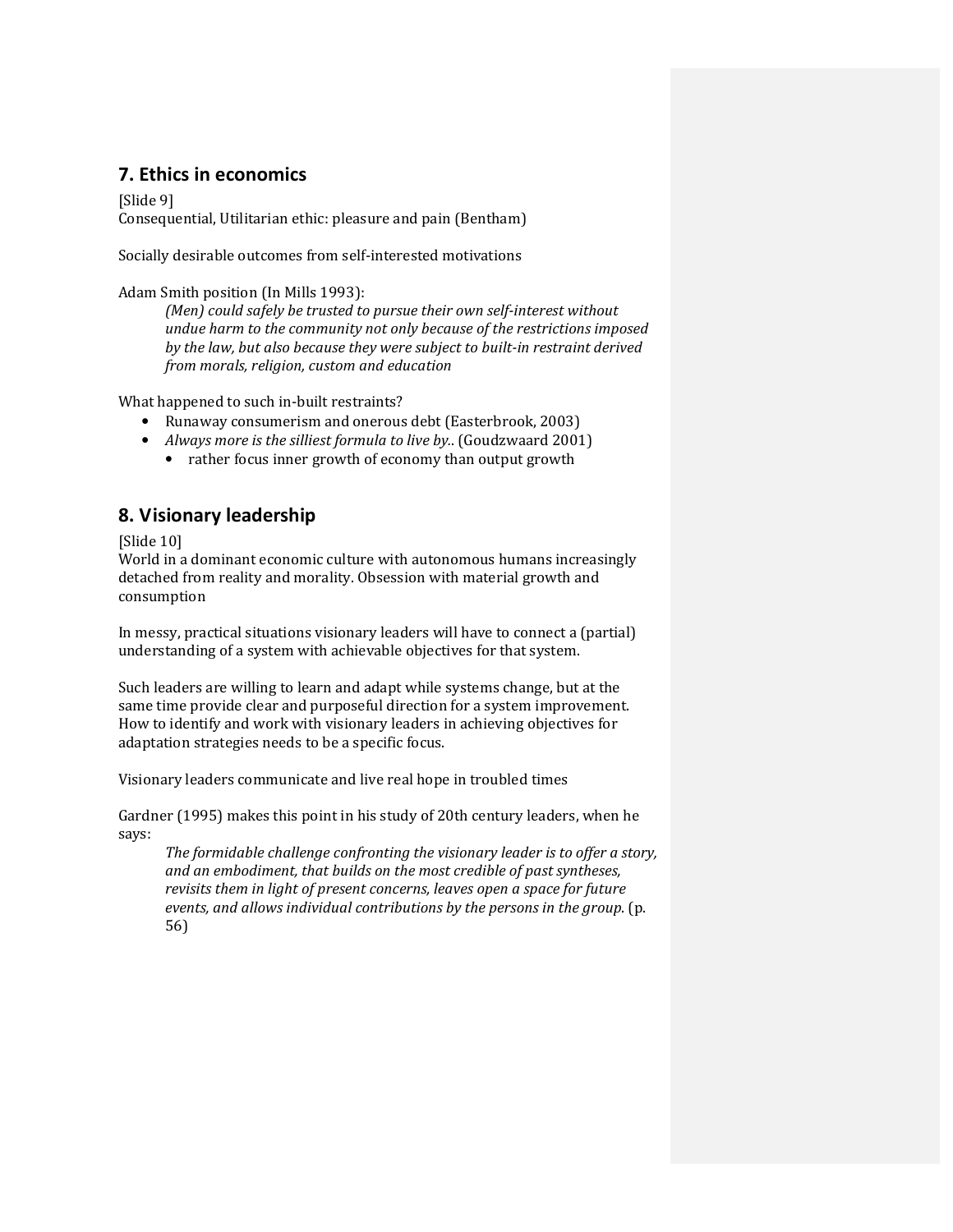## 7. Ethics in economics

[Slide 9]
Consequential, Utilitarian ethic: pleasure and pain (Bentham)

Socially desirable outcomes from self-interested motivations

Adam Smith position (In Mills 1993):

> *(Men) could safely be trusted to pursue their own self-interest without undue harm to the community not only because of the restrictions imposed by the law, but also because they were subject to built-in restraint derived from morals, religion, custom and education*

What happened to such in-built restraints?

- Runaway consumerism and onerous debt (Easterbrook, 2003)
- *Always more is the silliest formula to live by.*. (Goudzwaard 2001)
  - rather focus inner growth of economy than output growth

## 8. Visionary leadership

[Slide 10]
World in a dominant economic culture with autonomous humans increasingly detached from reality and morality. Obsession with material growth and consumption

In messy, practical situations visionary leaders will have to connect a (partial) understanding of a system with achievable objectives for that system.

Such leaders are willing to learn and adapt while systems change, but at the same time provide clear and purposeful direction for a system improvement. How to identify and work with visionary leaders in achieving objectives for adaptation strategies needs to be a specific focus.

Visionary leaders communicate and live real hope in troubled times

Gardner (1995) makes this point in his study of 20th century leaders, when he says:

> *The formidable challenge confronting the visionary leader is to offer a story, and an embodiment, that builds on the most credible of past syntheses, revisits them in light of present concerns, leaves open a space for future events, and allows individual contributions by the persons in the group.* (p. 56)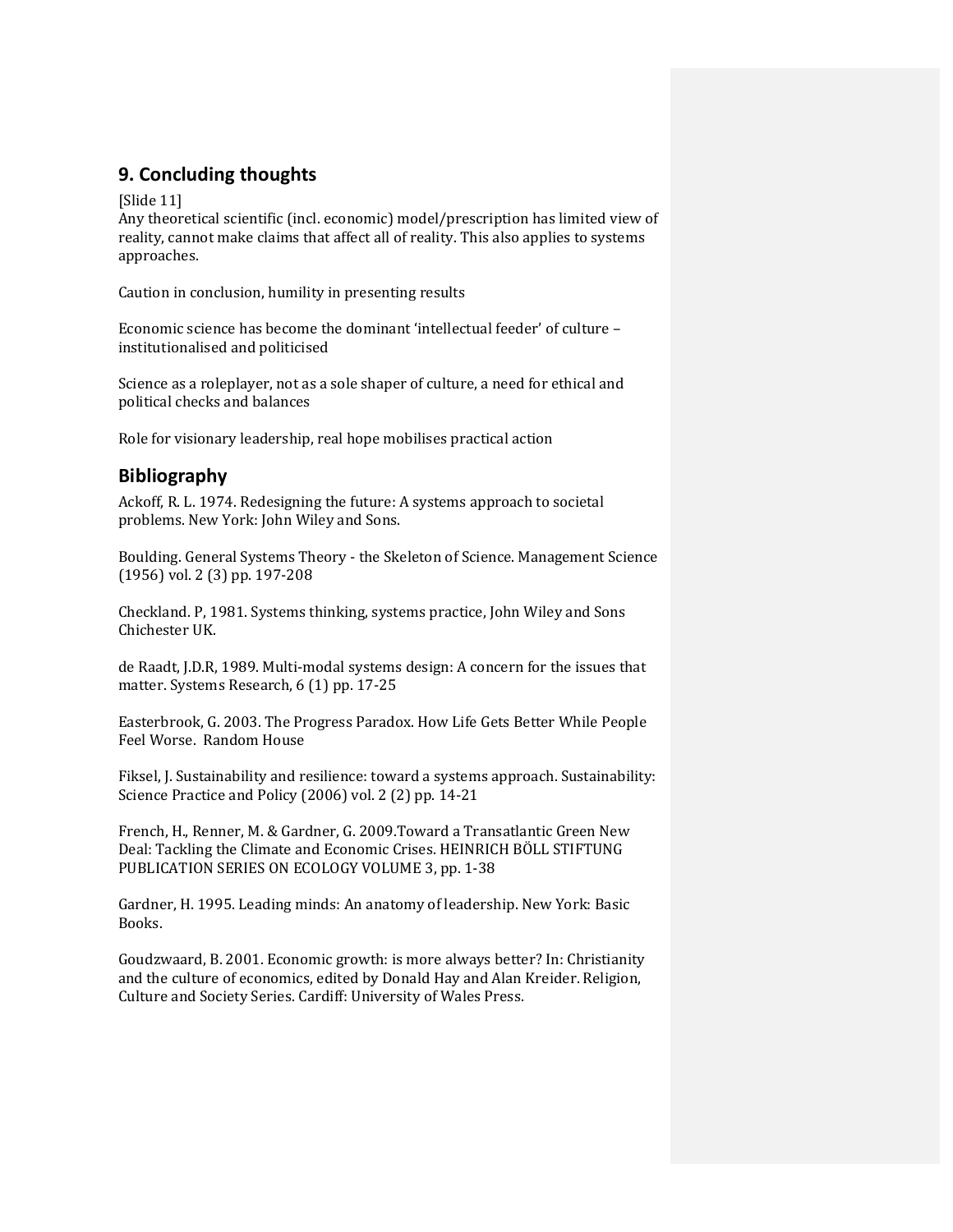## 9. Concluding thoughts

[Slide 11]
Any theoretical scientific (incl. economic) model/prescription has limited view of reality, cannot make claims that affect all of reality. This also applies to systems approaches.

Caution in conclusion, humility in presenting results

Economic science has become the dominant 'intellectual feeder' of culture – institutionalised and politicised

Science as a roleplayer, not as a sole shaper of culture, a need for ethical and political checks and balances

Role for visionary leadership, real hope mobilises practical action

## Bibliography

Ackoff, R. L. 1974. Redesigning the future: A systems approach to societal problems. New York: John Wiley and Sons.

Boulding. General Systems Theory - the Skeleton of Science. Management Science (1956) vol. 2 (3) pp. 197-208

Checkland. P, 1981. Systems thinking, systems practice, John Wiley and Sons Chichester UK.

de Raadt, J.D.R, 1989. Multi-modal systems design: A concern for the issues that matter. Systems Research, 6 (1) pp. 17-25

Easterbrook, G. 2003. The Progress Paradox. How Life Gets Better While People Feel Worse. Random House

Fiksel, J. Sustainability and resilience: toward a systems approach. Sustainability: Science Practice and Policy (2006) vol. 2 (2) pp. 14-21

French, H., Renner, M. & Gardner, G. 2009.Toward a Transatlantic Green New Deal: Tackling the Climate and Economic Crises. HEINRICH BÖLL STIFTUNG PUBLICATION SERIES ON ECOLOGY VOLUME 3, pp. 1-38

Gardner, H. 1995. Leading minds: An anatomy of leadership. New York: Basic Books.

Goudzwaard, B. 2001. Economic growth: is more always better? In: Christianity and the culture of economics, edited by Donald Hay and Alan Kreider. Religion, Culture and Society Series. Cardiff: University of Wales Press.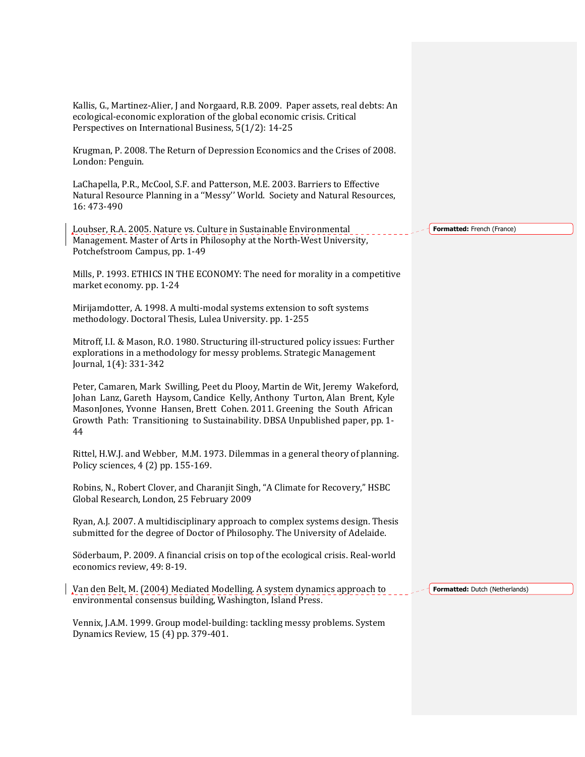Kallis, G., Martinez-Alier, J and Norgaard, R.B. 2009. Paper assets, real debts: An ecological-economic exploration of the global economic crisis. Critical Perspectives on International Business, 5(1/2): 14-25

Krugman, P. 2008. The Return of Depression Economics and the Crises of 2008. London: Penguin.

LaChapella, P.R., McCool, S.F. and Patterson, M.E. 2003. Barriers to Effective Natural Resource Planning in a ''Messy'' World. Society and Natural Resources, 16: 473-490

Loubser, R.A. 2005. Nature vs. Culture in Sustainable Environmental Management. Master of Arts in Philosophy at the North-West University, Potchefstroom Campus, pp. 1-49

Mills, P. 1993. ETHICS IN THE ECONOMY: The need for morality in a competitive market economy. pp. 1-24

Mirijamdotter, A. 1998. A multi-modal systems extension to soft systems methodology. Doctoral Thesis, Lulea University. pp. 1-255

Mitroff, I.I. & Mason, R.O. 1980. Structuring ill-structured policy issues: Further explorations in a methodology for messy problems. Strategic Management Journal, 1(4): 331-342

Peter, Camaren, Mark Swilling, Peet du Plooy, Martin de Wit, Jeremy Wakeford, Johan Lanz, Gareth Haysom, Candice Kelly, Anthony Turton, Alan Brent, Kyle MasonJones, Yvonne Hansen, Brett Cohen. 2011. Greening the South African Growth Path: Transitioning to Sustainability. DBSA Unpublished paper, pp. 1-44

Rittel, H.W.J. and Webber, M.M. 1973. Dilemmas in a general theory of planning. Policy sciences, 4 (2) pp. 155-169.

Robins, N., Robert Clover, and Charanjit Singh, "A Climate for Recovery," HSBC Global Research, London, 25 February 2009

Ryan, A.J. 2007. A multidisciplinary approach to complex systems design. Thesis submitted for the degree of Doctor of Philosophy. The University of Adelaide.

Söderbaum, P. 2009. A financial crisis on top of the ecological crisis. Real-world economics review, 49: 8-19.

Van den Belt, M. (2004) Mediated Modelling. A system dynamics approach to environmental consensus building, Washington, Island Press.

Vennix, J.A.M. 1999. Group model-building: tackling messy problems. System Dynamics Review, 15 (4) pp. 379-401.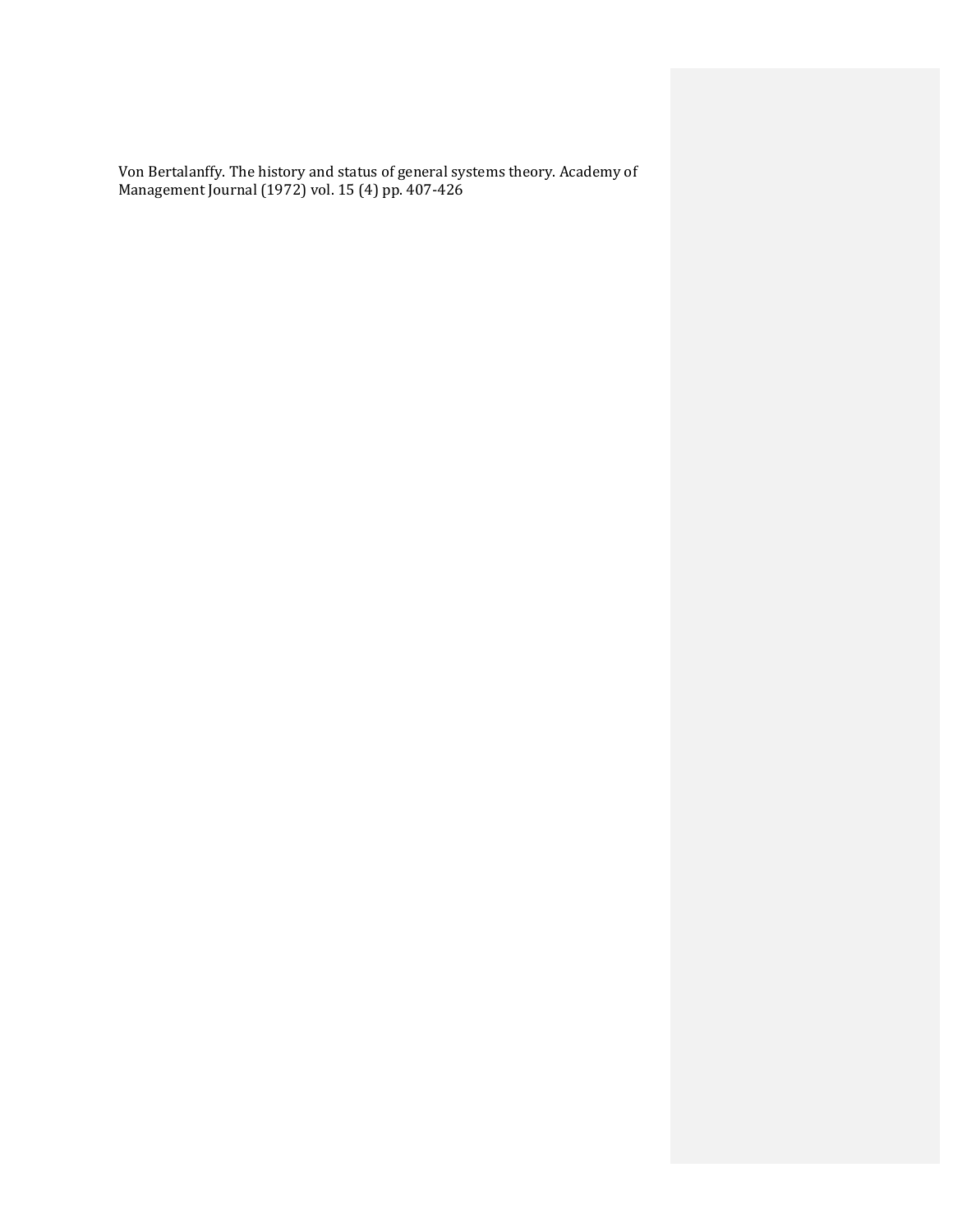Von Bertalanffy. The history and status of general systems theory. Academy of Management Journal (1972) vol. 15 (4) pp. 407-426